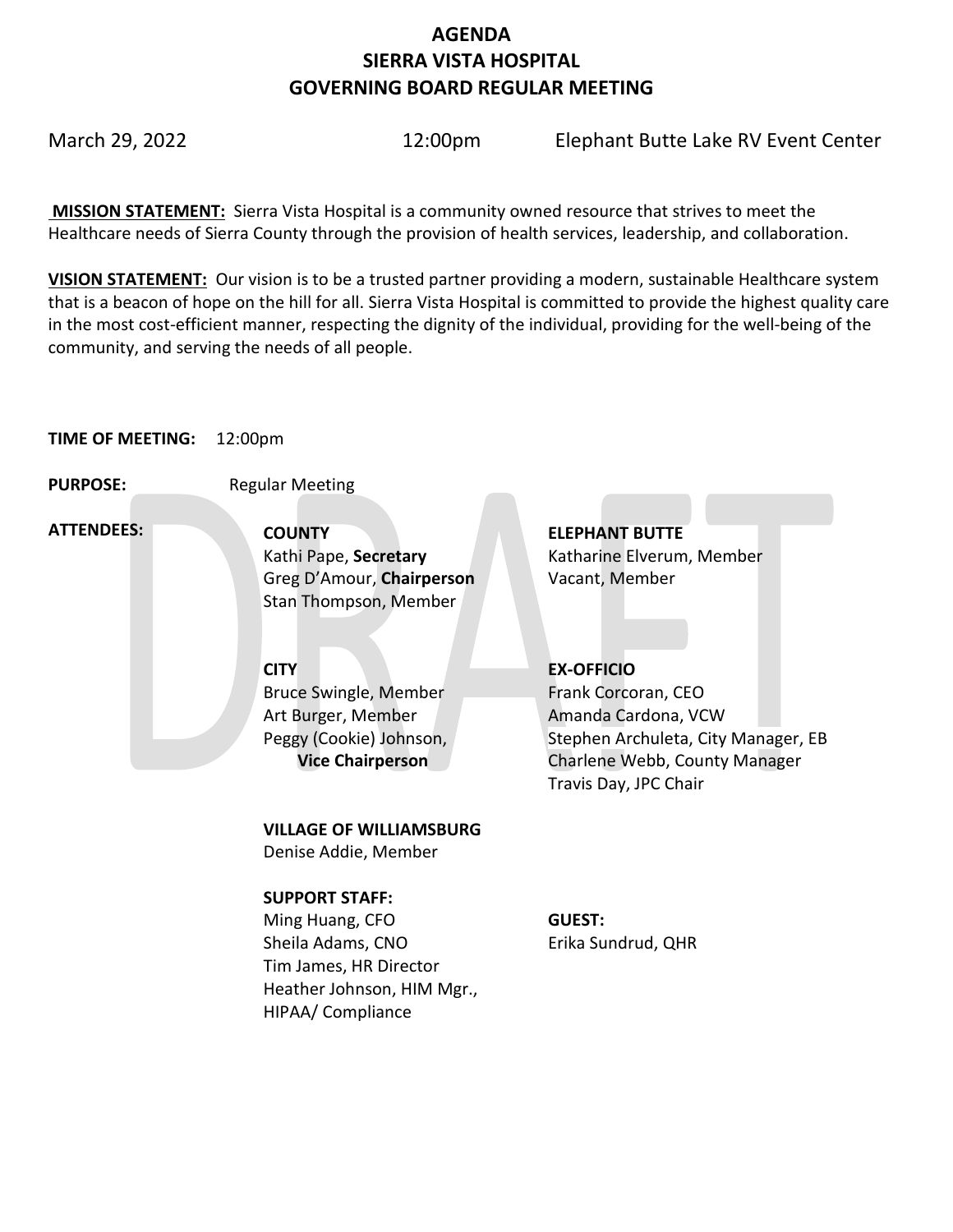# AGENDA
# SIERRA VISTA HOSPITAL
# GOVERNING BOARD REGULAR MEETING

March 29, 2022 12:00pm Elephant Butte Lake RV Event Center

**MISSION STATEMENT:** Sierra Vista Hospital is a community owned resource that strives to meet the Healthcare needs of Sierra County through the provision of health services, leadership, and collaboration.

**VISION STATEMENT:** Our vision is to be a trusted partner providing a modern, sustainable Healthcare system that is a beacon of hope on the hill for all. Sierra Vista Hospital is committed to provide the highest quality care in the most cost-efficient manner, respecting the dignity of the individual, providing for the well-being of the community, and serving the needs of all people.

**TIME OF MEETING:** 12:00pm

**PURPOSE:** Regular Meeting

**ATTENDEES:**

**COUNTY**
Kathi Pape, **Secretary**
Greg D'Amour, **Chairperson**
Stan Thompson, Member

**ELEPHANT BUTTE**
Katharine Elverum, Member
Vacant, Member

**CITY**
Bruce Swingle, Member
Art Burger, Member
Peggy (Cookie) Johnson, **Vice Chairperson**

**EX-OFFICIO**
Frank Corcoran, CEO
Amanda Cardona, VCW
Stephen Archuleta, City Manager, EB
Charlene Webb, County Manager
Travis Day, JPC Chair

**VILLAGE OF WILLIAMSBURG**
Denise Addie, Member

**SUPPORT STAFF:**
Ming Huang, CFO
Sheila Adams, CNO
Tim James, HR Director
Heather Johnson, HIM Mgr., HIPAA/ Compliance

**GUEST:**
Erika Sundrud, QHR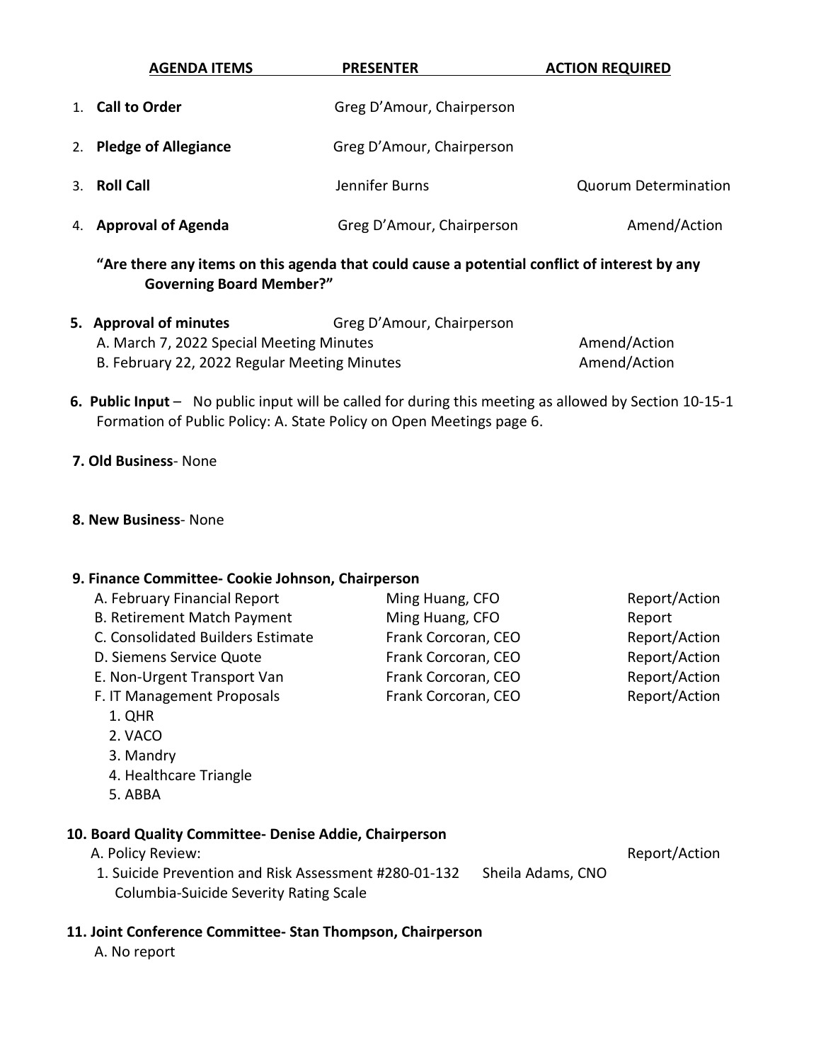| AGENDA ITEMS | PRESENTER | ACTION REQUIRED |
|---|---|---|
| 1. **Call to Order** | Greg D'Amour, Chairperson | |
| 2. **Pledge of Allegiance** | Greg D'Amour, Chairperson | |
| 3. **Roll Call** | Jennifer Burns | Quorum Determination |
| 4. **Approval of Agenda** | Greg D'Amour, Chairperson | Amend/Action |

**"Are there any items on this agenda that could cause a potential conflict of interest by any Governing Board Member?"**

| | | |
|---|---|---|
| **5. Approval of minutes** | Greg D'Amour, Chairperson | |
| A. March 7, 2022 Special Meeting Minutes | | Amend/Action |
| B. February 22, 2022 Regular Meeting Minutes | | Amend/Action |

**6. Public Input** – No public input will be called for during this meeting as allowed by Section 10-15-1 Formation of Public Policy: A. State Policy on Open Meetings page 6.

**7. Old Business**- None

**8. New Business**- None

**9. Finance Committee- Cookie Johnson, Chairperson**

| | | |
|---|---|---|
| A. February Financial Report | Ming Huang, CFO | Report/Action |
| B. Retirement Match Payment | Ming Huang, CFO | Report |
| C. Consolidated Builders Estimate | Frank Corcoran, CEO | Report/Action |
| D. Siemens Service Quote | Frank Corcoran, CEO | Report/Action |
| E. Non-Urgent Transport Van | Frank Corcoran, CEO | Report/Action |
| F. IT Management Proposals | Frank Corcoran, CEO | Report/Action |

1. QHR
2. VACO
3. Mandry
4. Healthcare Triangle
5. ABBA

**10. Board Quality Committee- Denise Addie, Chairperson**

| | | |
|---|---|---|
| A. Policy Review: | | Report/Action |
| 1. Suicide Prevention and Risk Assessment #280-01-132 Columbia-Suicide Severity Rating Scale | Sheila Adams, CNO | |

**11. Joint Conference Committee- Stan Thompson, Chairperson**

A. No report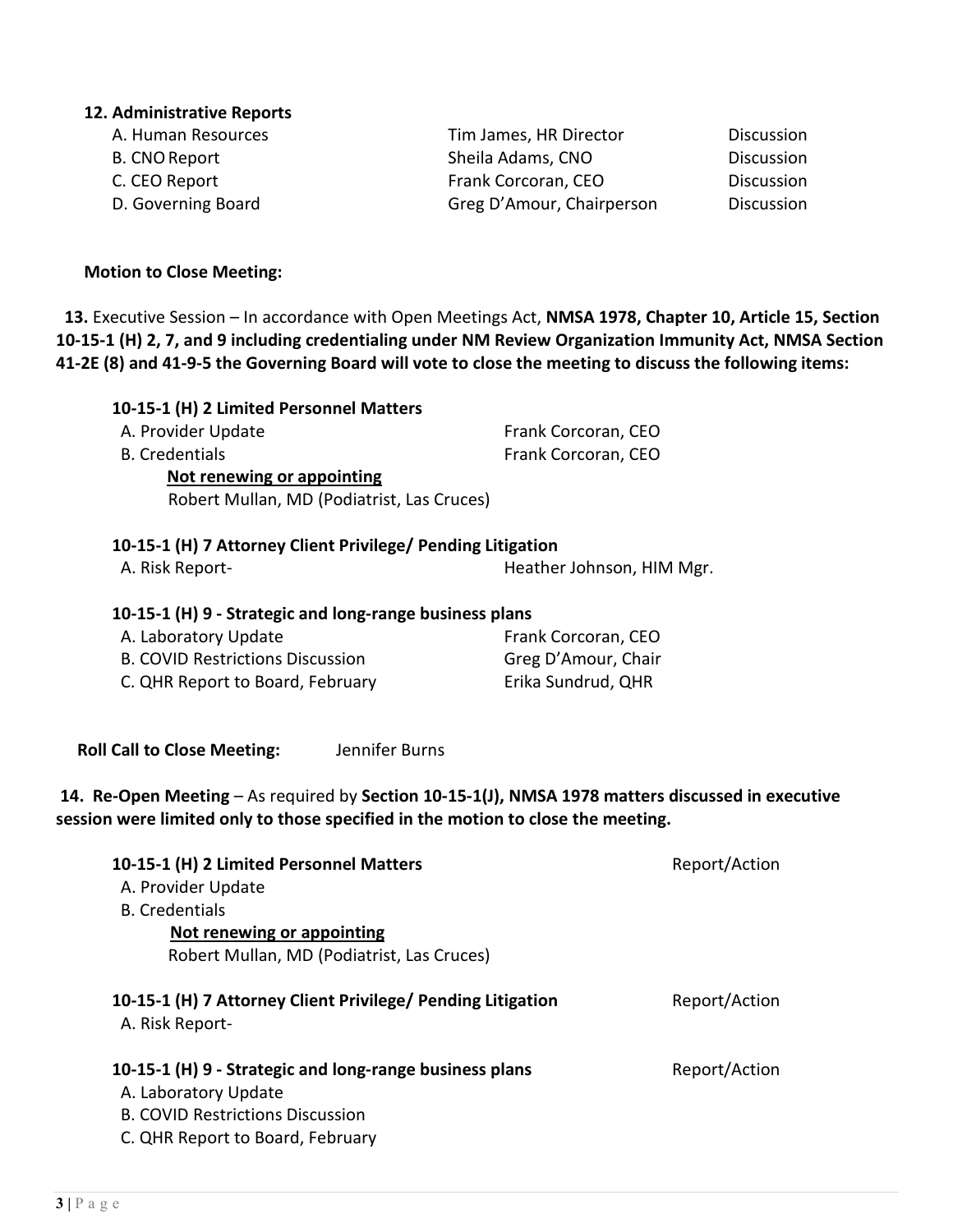**12. Administrative Reports**

| | | |
|---|---|---|
| A. Human Resources | Tim James, HR Director | Discussion |
| B. CNO Report | Sheila Adams, CNO | Discussion |
| C. CEO Report | Frank Corcoran, CEO | Discussion |
| D. Governing Board | Greg D'Amour, Chairperson | Discussion |

**Motion to Close Meeting:**

**13.** Executive Session – In accordance with Open Meetings Act, **NMSA 1978, Chapter 10, Article 15, Section 10-15-1 (H) 2, 7, and 9 including credentialing under NM Review Organization Immunity Act, NMSA Section 41-2E (8) and 41-9-5 the Governing Board will vote to close the meeting to discuss the following items:**

**10-15-1 (H) 2 Limited Personnel Matters**

A. Provider Update — Frank Corcoran, CEO

B. Credentials — Frank Corcoran, CEO

<u>**Not renewing or appointing**</u>

Robert Mullan, MD (Podiatrist, Las Cruces)

**10-15-1 (H) 7 Attorney Client Privilege/ Pending Litigation**

A. Risk Report- — Heather Johnson, HIM Mgr.

**10-15-1 (H) 9 - Strategic and long-range business plans**

A. Laboratory Update — Frank Corcoran, CEO

B. COVID Restrictions Discussion — Greg D'Amour, Chair

C. QHR Report to Board, February — Erika Sundrud, QHR

**Roll Call to Close Meeting:** Jennifer Burns

**14. Re-Open Meeting** – As required by **Section 10-15-1(J), NMSA 1978 matters discussed in executive session were limited only to those specified in the motion to close the meeting.**

**10-15-1 (H) 2 Limited Personnel Matters** — Report/Action

A. Provider Update

B. Credentials

<u>**Not renewing or appointing**</u>

Robert Mullan, MD (Podiatrist, Las Cruces)

**10-15-1 (H) 7 Attorney Client Privilege/ Pending Litigation** — Report/Action

A. Risk Report-

**10-15-1 (H) 9 - Strategic and long-range business plans** — Report/Action

A. Laboratory Update

B. COVID Restrictions Discussion

C. QHR Report to Board, February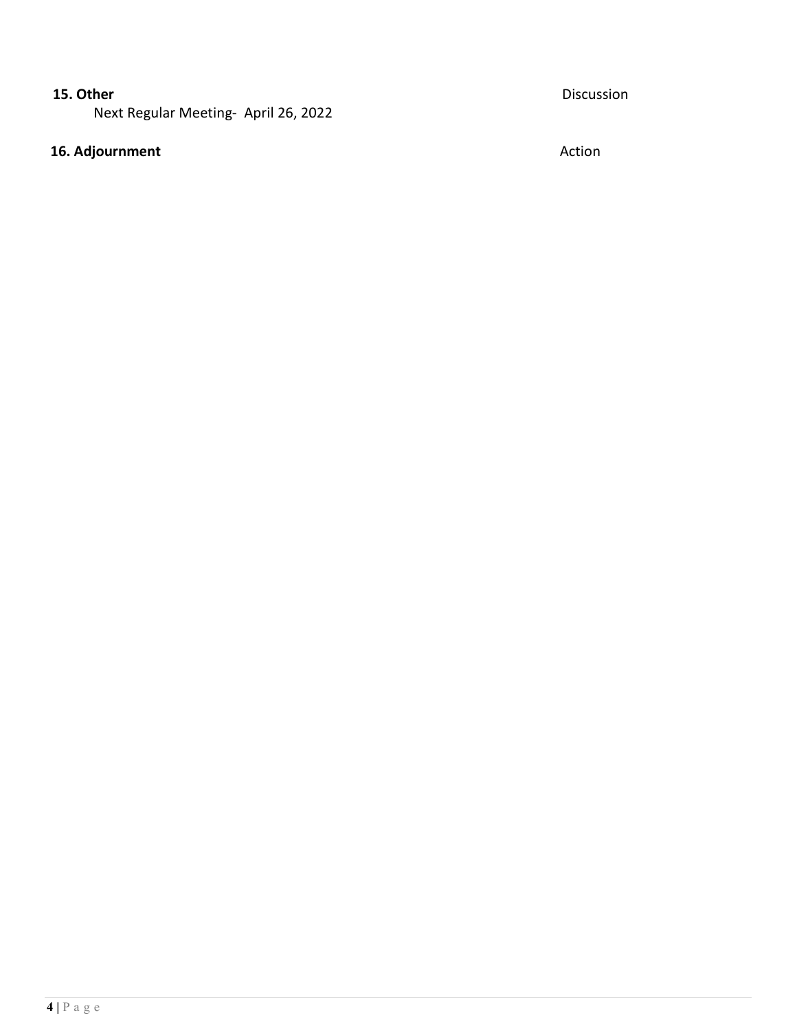**15. Other** Discussion

Next Regular Meeting- April 26, 2022

**16. Adjournment** Action